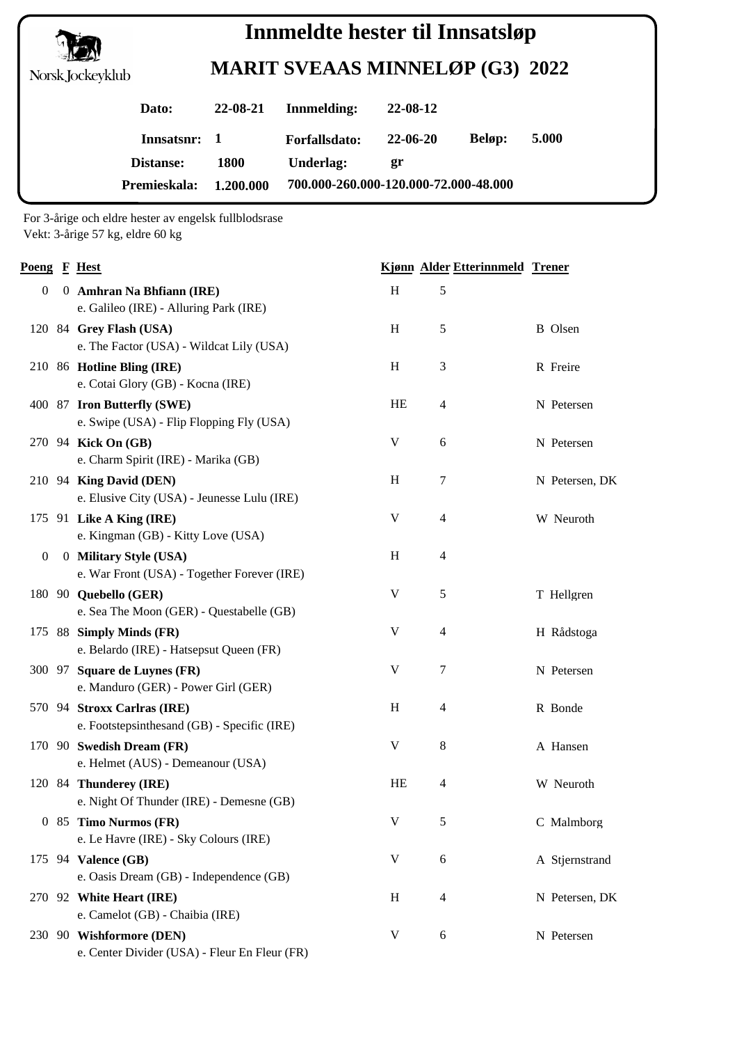Norsk Jockeyklub

# Innmeldte hester til Innsatsløp

## MARIT SVEAAS MINNELØP (G3) 2022

| | | | | | |
|---|---|---|---|---|---|
| **Dato:** | **22-08-21** | **Innmelding:** | **22-08-12** | | |
| **Innsatsnr:** | **1** | **Forfallsdato:** | **22-06-20** | **Beløp:** | **5.000** |
| **Distanse:** | **1800** | **Underlag:** | **gr** | | |
| **Premieskala:** | **1.200.000** | **700.000-260.000-120.000-72.000-48.000** | | | |

For 3-årige och eldre hester av engelsk fullblodsrase
Vekt: 3-årige 57 kg, eldre 60 kg

| Poeng | F | Hest | Kjønn | Alder | Etterinnmeld | Trener |
|---|---|---|---|---|---|---|
| 0 | 0 | **Amhran Na Bhfiann (IRE)**<br>e. Galileo (IRE) - Alluring Park (IRE) | H | 5 | | |
| 120 | 84 | **Grey Flash (USA)**<br>e. The Factor (USA) - Wildcat Lily (USA) | H | 5 | | B Olsen |
| 210 | 86 | **Hotline Bling (IRE)**<br>e. Cotai Glory (GB) - Kocna (IRE) | H | 3 | | R Freire |
| 400 | 87 | **Iron Butterfly (SWE)**<br>e. Swipe (USA) - Flip Flopping Fly (USA) | HE | 4 | | N Petersen |
| 270 | 94 | **Kick On (GB)**<br>e. Charm Spirit (IRE) - Marika (GB) | V | 6 | | N Petersen |
| 210 | 94 | **King David (DEN)**<br>e. Elusive City (USA) - Jeunesse Lulu (IRE) | H | 7 | | N Petersen, DK |
| 175 | 91 | **Like A King (IRE)**<br>e. Kingman (GB) - Kitty Love (USA) | V | 4 | | W Neuroth |
| 0 | 0 | **Military Style (USA)**<br>e. War Front (USA) - Together Forever (IRE) | H | 4 | | |
| 180 | 90 | **Quebello (GER)**<br>e. Sea The Moon (GER) - Questabelle (GB) | V | 5 | | T Hellgren |
| 175 | 88 | **Simply Minds (FR)**<br>e. Belardo (IRE) - Hatsepsut Queen (FR) | V | 4 | | H Rådstoga |
| 300 | 97 | **Square de Luynes (FR)**<br>e. Manduro (GER) - Power Girl (GER) | V | 7 | | N Petersen |
| 570 | 94 | **Stroxx Carlras (IRE)**<br>e. Footstepsinthesand (GB) - Specific (IRE) | H | 4 | | R Bonde |
| 170 | 90 | **Swedish Dream (FR)**<br>e. Helmet (AUS) - Demeanour (USA) | V | 8 | | A Hansen |
| 120 | 84 | **Thunderey (IRE)**<br>e. Night Of Thunder (IRE) - Demesne (GB) | HE | 4 | | W Neuroth |
| 0 | 85 | **Timo Nurmos (FR)**<br>e. Le Havre (IRE) - Sky Colours (IRE) | V | 5 | | C Malmborg |
| 175 | 94 | **Valence (GB)**<br>e. Oasis Dream (GB) - Independence (GB) | V | 6 | | A Stjernstrand |
| 270 | 92 | **White Heart (IRE)**<br>e. Camelot (GB) - Chaibia (IRE) | H | 4 | | N Petersen, DK |
| 230 | 90 | **Wishformore (DEN)**<br>e. Center Divider (USA) - Fleur En Fleur (FR) | V | 6 | | N Petersen |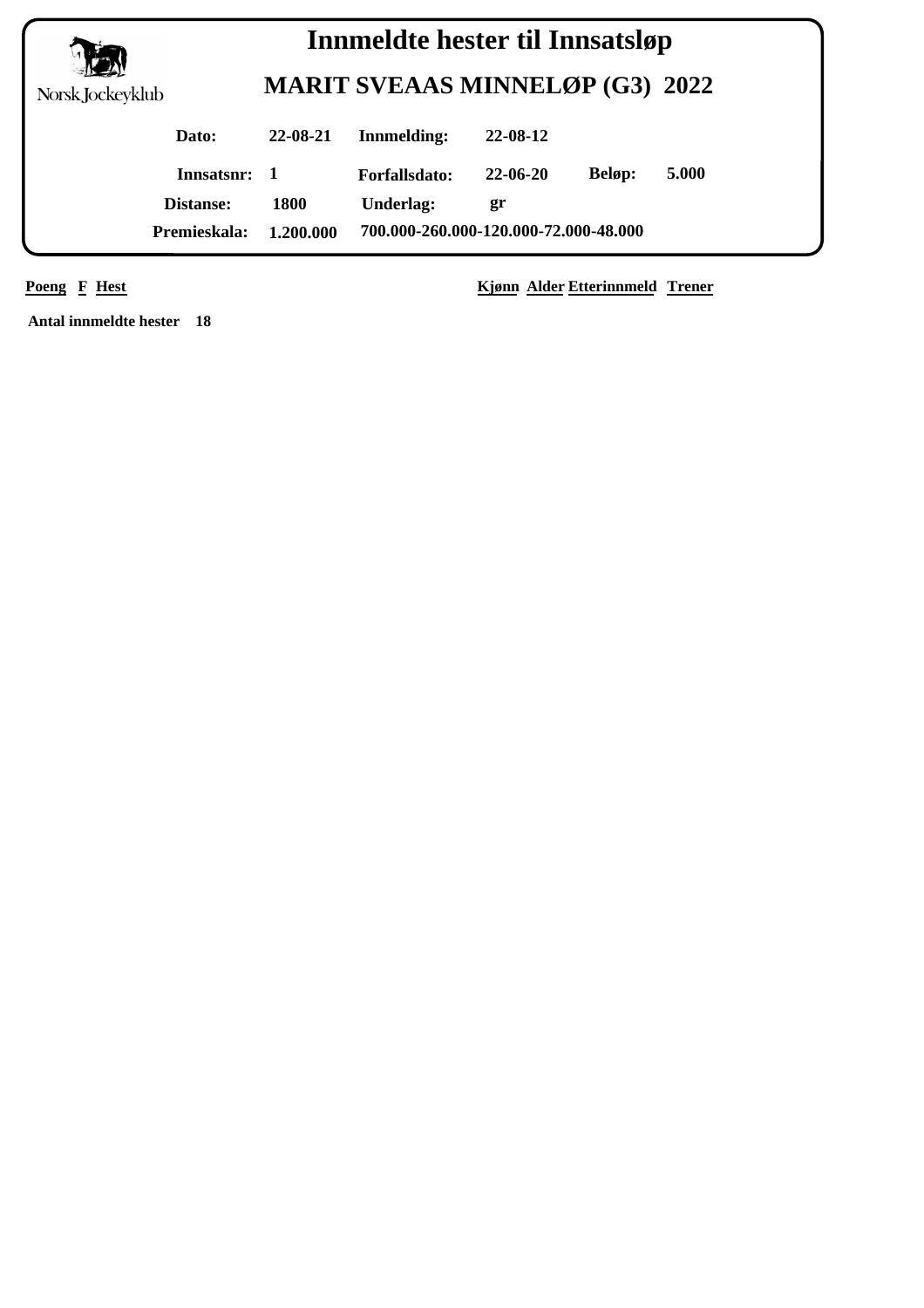Norsk Jockeyklub

# Innmeldte hester til Innsatsløp

## MARIT SVEAAS MINNELØP (G3) 2022

| | | | | | |
|---|---|---|---|---|---|
| **Dato:** | **22-08-21** | **Innmelding:** | **22-08-12** | | |
| **Innsatsnr:** | **1** | **Forfallsdato:** | **22-06-20** | **Beløp:** | **5.000** |
| **Distanse:** | **1800** | **Underlag:** | **gr** | | |
| **Premieskala:** | **1.200.000** | **700.000-260.000-120.000-72.000-48.000** | | | |

| Poeng | F | Hest | Kjønn | Alder | Etterinnmeld | Trener |
|---|---|---|---|---|---|---|

**Antal innmeldte hester 18**